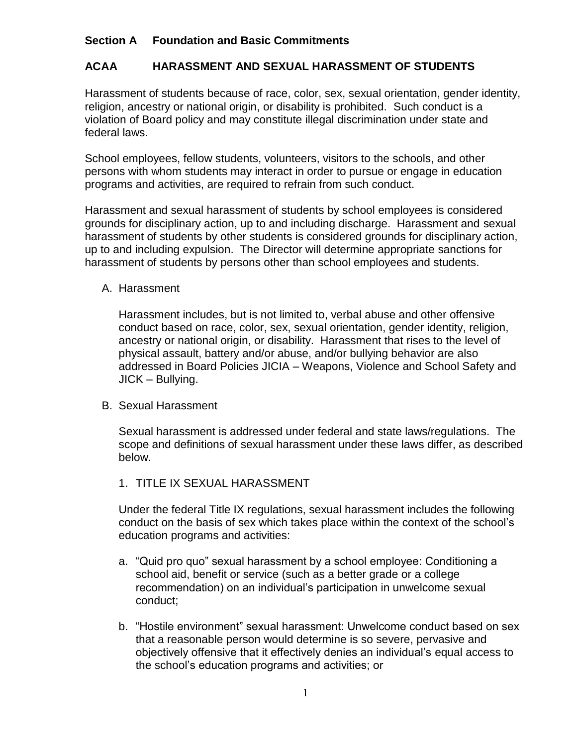**Section A Foundation and Basic Commitments**

## ACAA HARASSMENT AND SEXUAL HARASSMENT OF STUDENTS

Harassment of students because of race, color, sex, sexual orientation, gender identity, religion, ancestry or national origin, or disability is prohibited. Such conduct is a violation of Board policy and may constitute illegal discrimination under state and federal laws.

School employees, fellow students, volunteers, visitors to the schools, and other persons with whom students may interact in order to pursue or engage in education programs and activities, are required to refrain from such conduct.

Harassment and sexual harassment of students by school employees is considered grounds for disciplinary action, up to and including discharge. Harassment and sexual harassment of students by other students is considered grounds for disciplinary action, up to and including expulsion. The Director will determine appropriate sanctions for harassment of students by persons other than school employees and students.

A. Harassment

   Harassment includes, but is not limited to, verbal abuse and other offensive conduct based on race, color, sex, sexual orientation, gender identity, religion, ancestry or national origin, or disability. Harassment that rises to the level of physical assault, battery and/or abuse, and/or bullying behavior are also addressed in Board Policies JICIA – Weapons, Violence and School Safety and JICK – Bullying.

B. Sexual Harassment

   Sexual harassment is addressed under federal and state laws/regulations. The scope and definitions of sexual harassment under these laws differ, as described below.

   1. TITLE IX SEXUAL HARASSMENT

   Under the federal Title IX regulations, sexual harassment includes the following conduct on the basis of sex which takes place within the context of the school's education programs and activities:

   a. "Quid pro quo" sexual harassment by a school employee: Conditioning a school aid, benefit or service (such as a better grade or a college recommendation) on an individual's participation in unwelcome sexual conduct;

   b. "Hostile environment" sexual harassment: Unwelcome conduct based on sex that a reasonable person would determine is so severe, pervasive and objectively offensive that it effectively denies an individual's equal access to the school's education programs and activities; or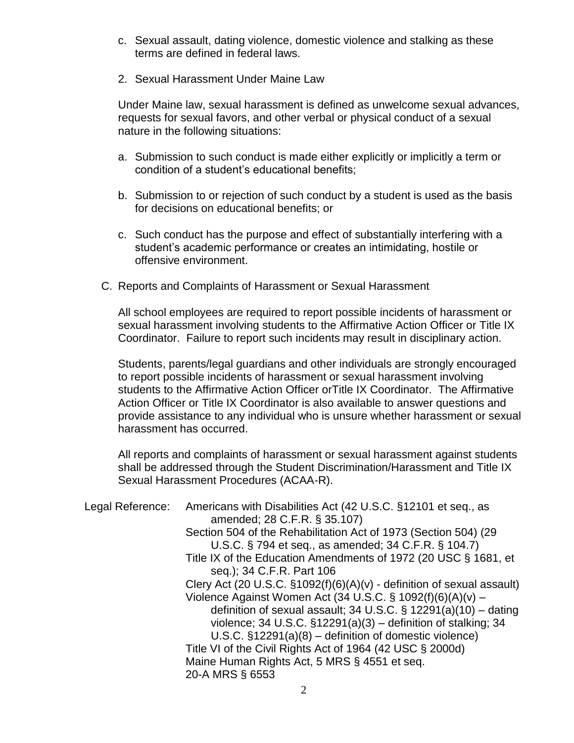c. Sexual assault, dating violence, domestic violence and stalking as these terms are defined in federal laws.

2. Sexual Harassment Under Maine Law

Under Maine law, sexual harassment is defined as unwelcome sexual advances, requests for sexual favors, and other verbal or physical conduct of a sexual nature in the following situations:

a. Submission to such conduct is made either explicitly or implicitly a term or condition of a student's educational benefits;

b. Submission to or rejection of such conduct by a student is used as the basis for decisions on educational benefits; or

c. Such conduct has the purpose and effect of substantially interfering with a student's academic performance or creates an intimidating, hostile or offensive environment.

C. Reports and Complaints of Harassment or Sexual Harassment

All school employees are required to report possible incidents of harassment or sexual harassment involving students to the Affirmative Action Officer or Title IX Coordinator. Failure to report such incidents may result in disciplinary action.

Students, parents/legal guardians and other individuals are strongly encouraged to report possible incidents of harassment or sexual harassment involving students to the Affirmative Action Officer orTitle IX Coordinator. The Affirmative Action Officer or Title IX Coordinator is also available to answer questions and provide assistance to any individual who is unsure whether harassment or sexual harassment has occurred.

All reports and complaints of harassment or sexual harassment against students shall be addressed through the Student Discrimination/Harassment and Title IX Sexual Harassment Procedures (ACAA-R).

Legal Reference: Americans with Disabilities Act (42 U.S.C. §12101 et seq., as amended; 28 C.F.R. § 35.107)
Section 504 of the Rehabilitation Act of 1973 (Section 504) (29 U.S.C. § 794 et seq., as amended; 34 C.F.R. § 104.7)
Title IX of the Education Amendments of 1972 (20 USC § 1681, et seq.); 34 C.F.R. Part 106
Clery Act (20 U.S.C. §1092(f)(6)(A)(v) - definition of sexual assault)
Violence Against Women Act (34 U.S.C. § 1092(f)(6)(A)(v) – definition of sexual assault; 34 U.S.C. § 12291(a)(10) – dating violence; 34 U.S.C. §12291(a)(3) – definition of stalking; 34 U.S.C. §12291(a)(8) – definition of domestic violence)
Title VI of the Civil Rights Act of 1964 (42 USC § 2000d)
Maine Human Rights Act, 5 MRS § 4551 et seq.
20-A MRS § 6553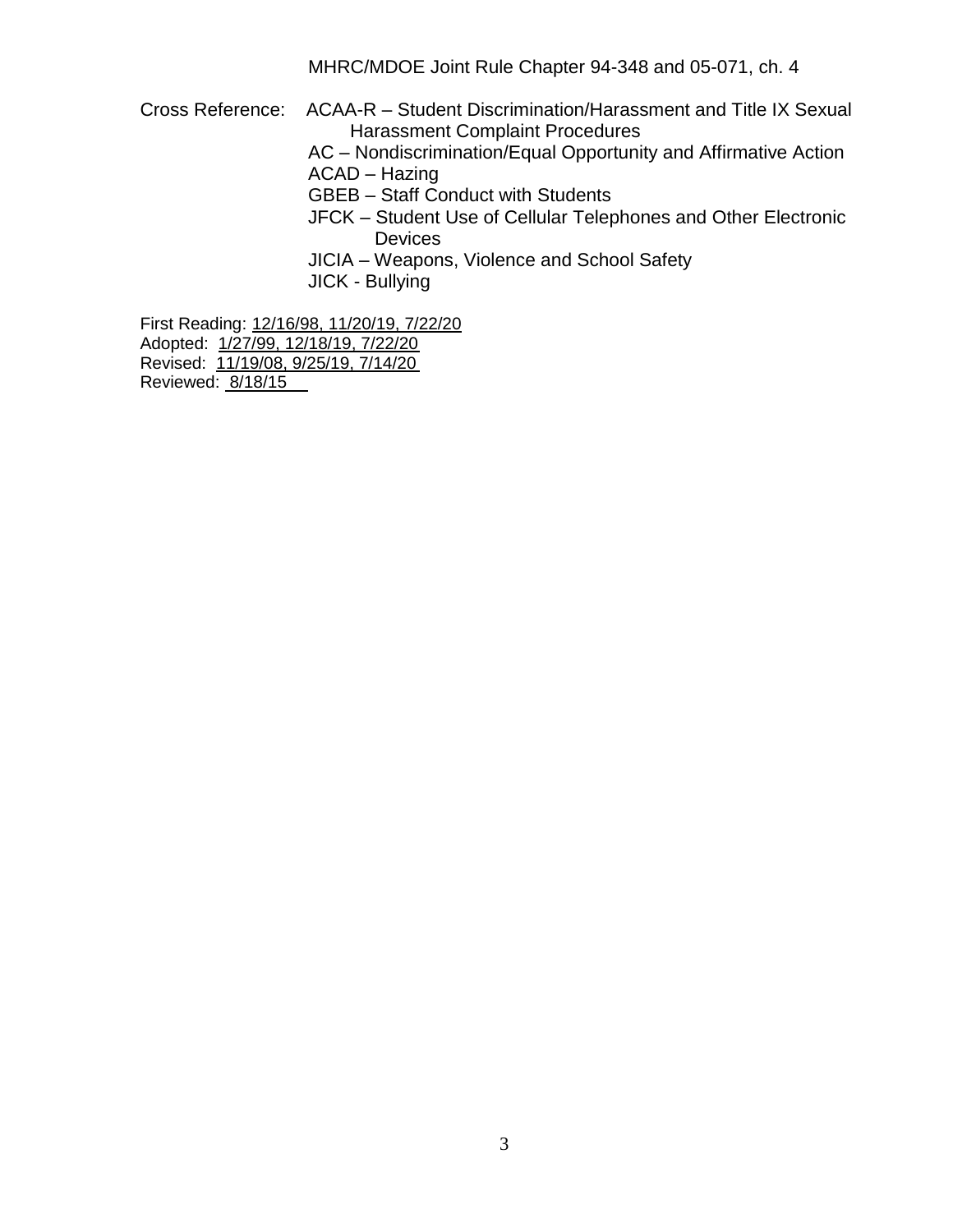MHRC/MDOE Joint Rule Chapter 94-348 and 05-071, ch. 4

Cross Reference: ACAA-R – Student Discrimination/Harassment and Title IX Sexual Harassment Complaint Procedures
AC – Nondiscrimination/Equal Opportunity and Affirmative Action
ACAD – Hazing
GBEB – Staff Conduct with Students
JFCK – Student Use of Cellular Telephones and Other Electronic Devices
JICIA – Weapons, Violence and School Safety
JICK - Bullying

First Reading: 12/16/98, 11/20/19, 7/22/20
Adopted: 1/27/99, 12/18/19, 7/22/20
Revised: 11/19/08, 9/25/19, 7/14/20
Reviewed: 8/18/15